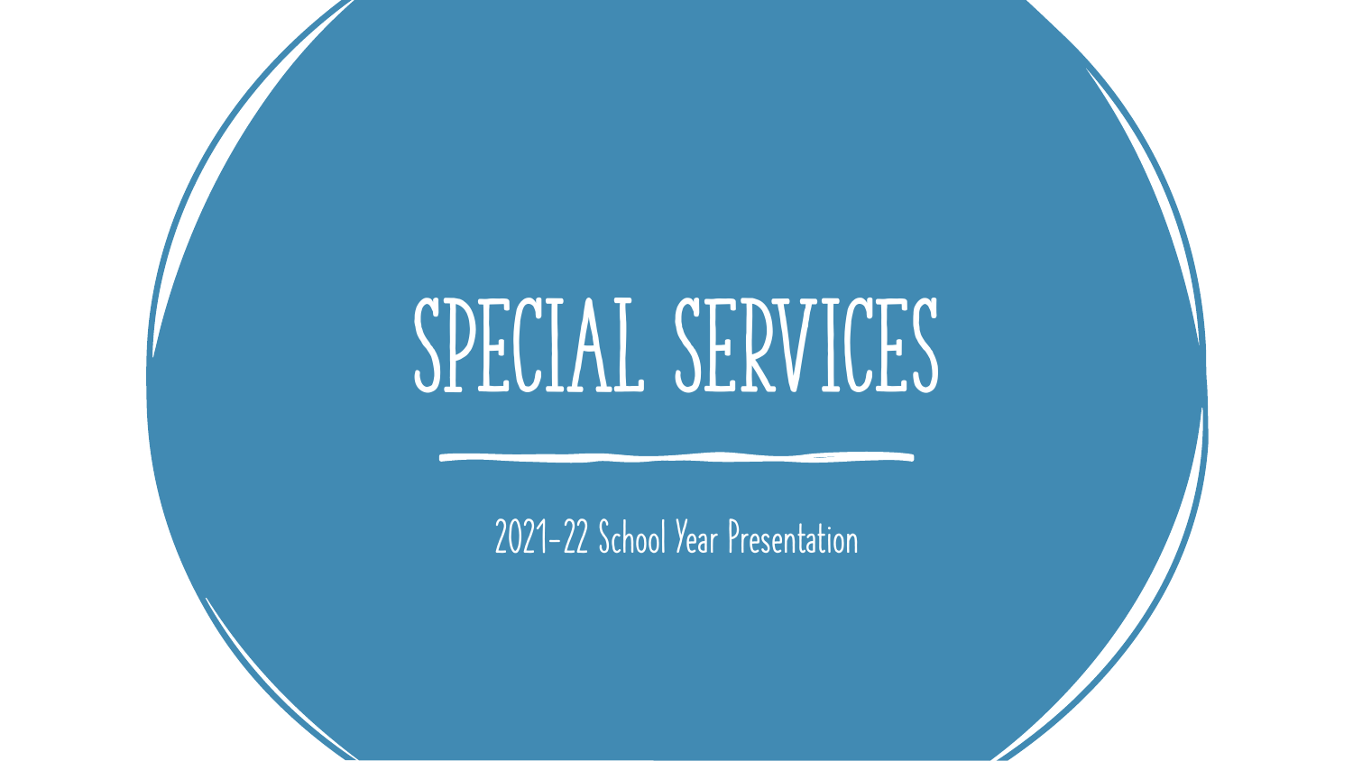# SPECIAL SERVICES

2021-22 School Year Presentation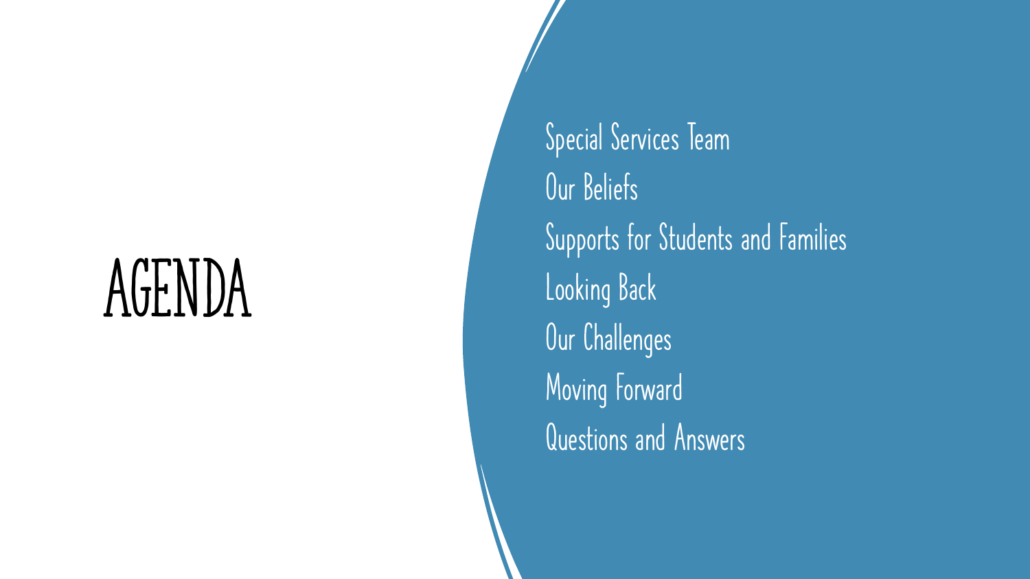# AGENDA

- Special Services Team
- Our Beliefs
- Supports for Students and Families
- Looking Back
- Our Challenges
- Moving Forward
- Questions and Answers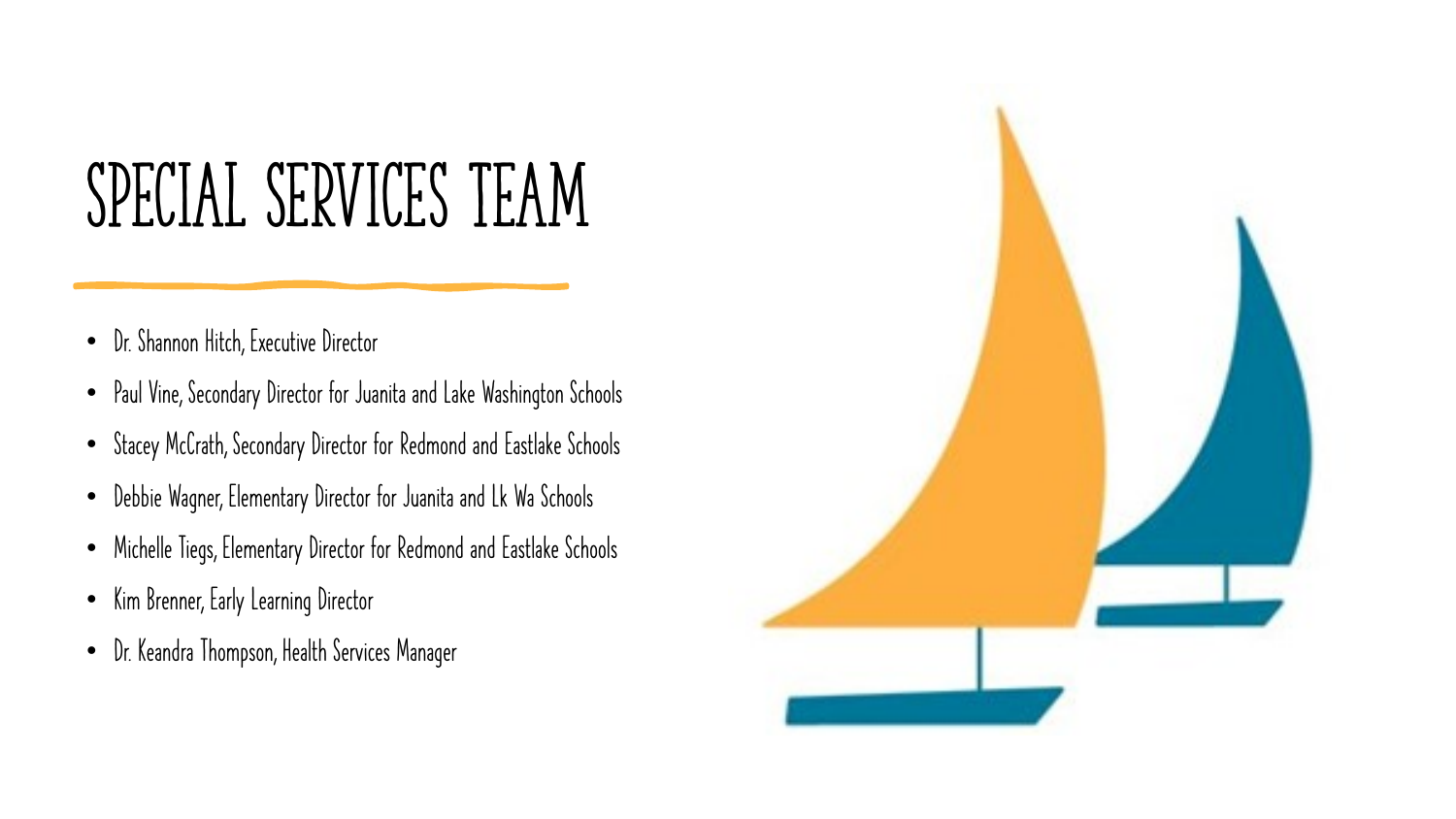# SPECIAL SERVICES TEAM

- Dr. Shannon Hitch, Executive Director
- Paul Vine, Secondary Director for Juanita and Lake Washington Schools
- Stacey McCrath, Secondary Director for Redmond and Eastlake Schools
- Debbie Wagner, Elementary Director for Juanita and Lk Wa Schools
- Michelle Tiegs, Elementary Director for Redmond and Eastlake Schools
- Kim Brenner, Early Learning Director
- Dr. Keandra Thompson, Health Services Manager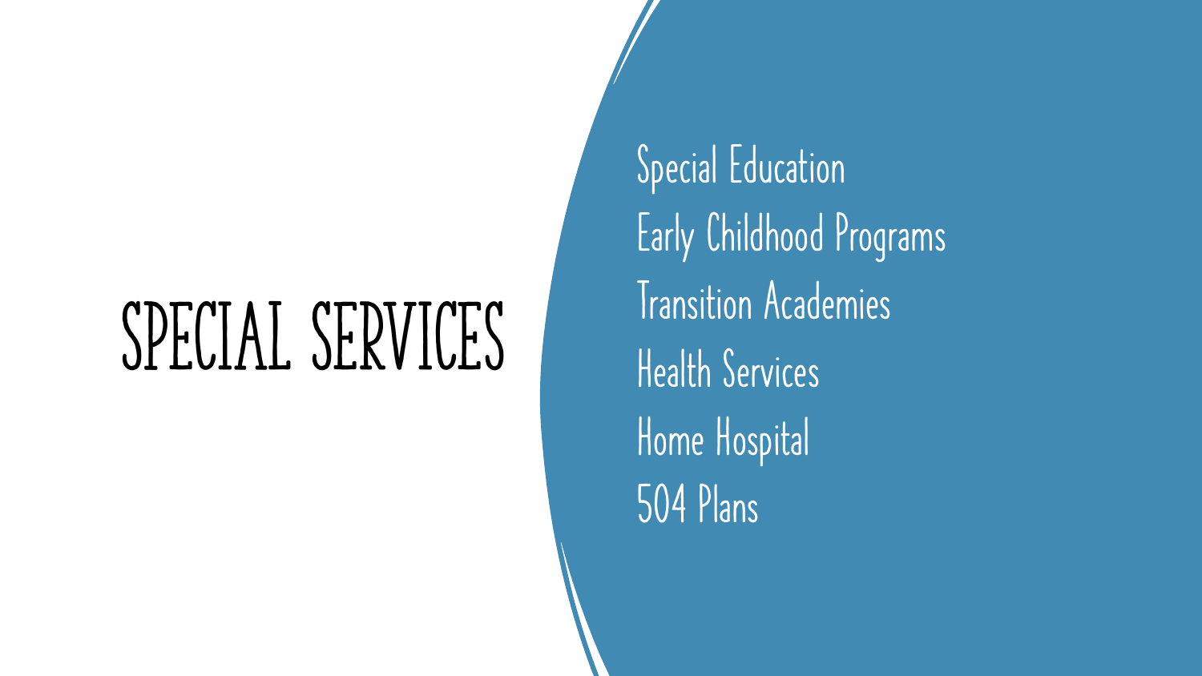# SPECIAL SERVICES

- Special Education
- Early Childhood Programs
- Transition Academies
- Health Services
- Home Hospital
- 504 Plans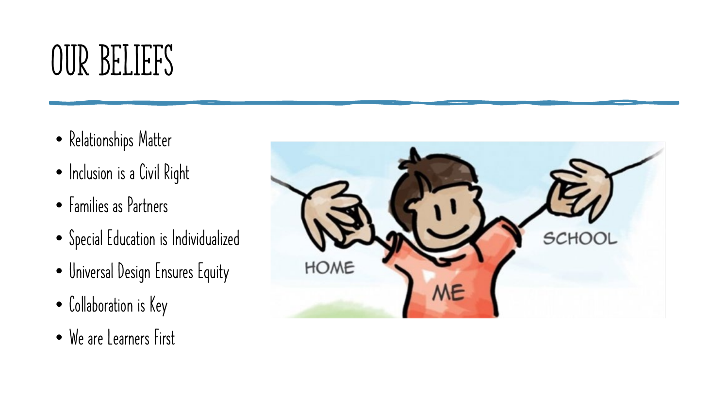# OUR BELIEFS

- Relationships Matter
- Inclusion is a Civil Right
- Families as Partners
- Special Education is Individualized
- Universal Design Ensures Equity
- Collaboration is Key
- We are Learners First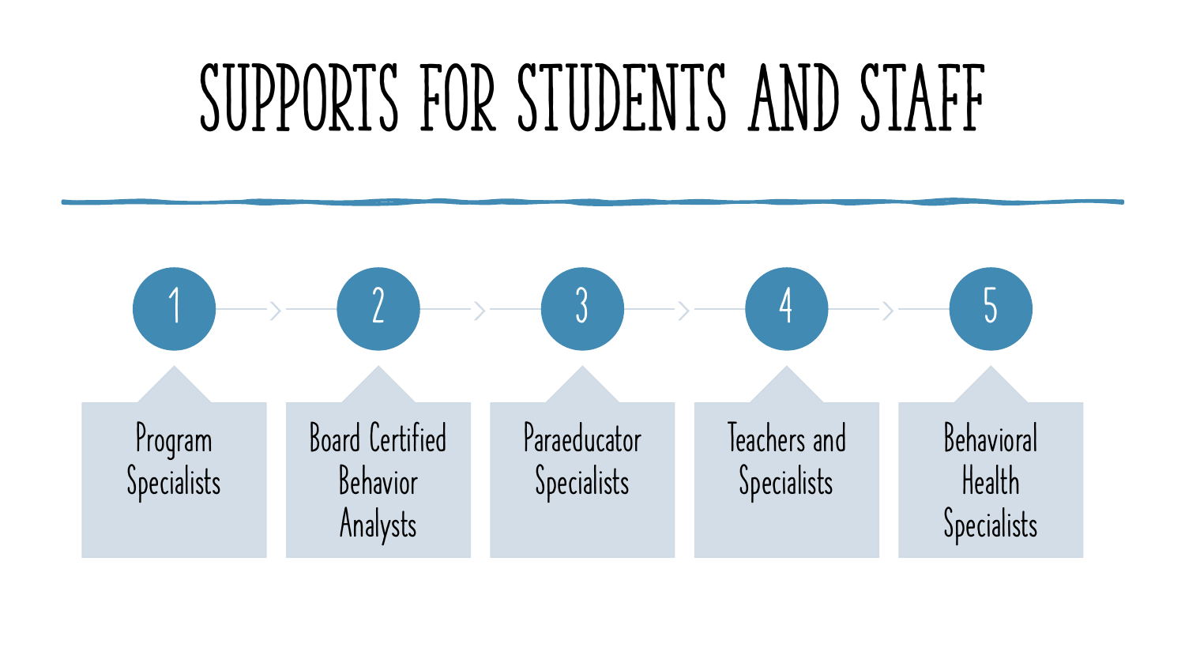# SUPPORTS FOR STUDENTS AND STAFF

1. Program Specialists
2. Board Certified Behavior Analysts
3. Paraeducator Specialists
4. Teachers and Specialists
5. Behavioral Health Specialists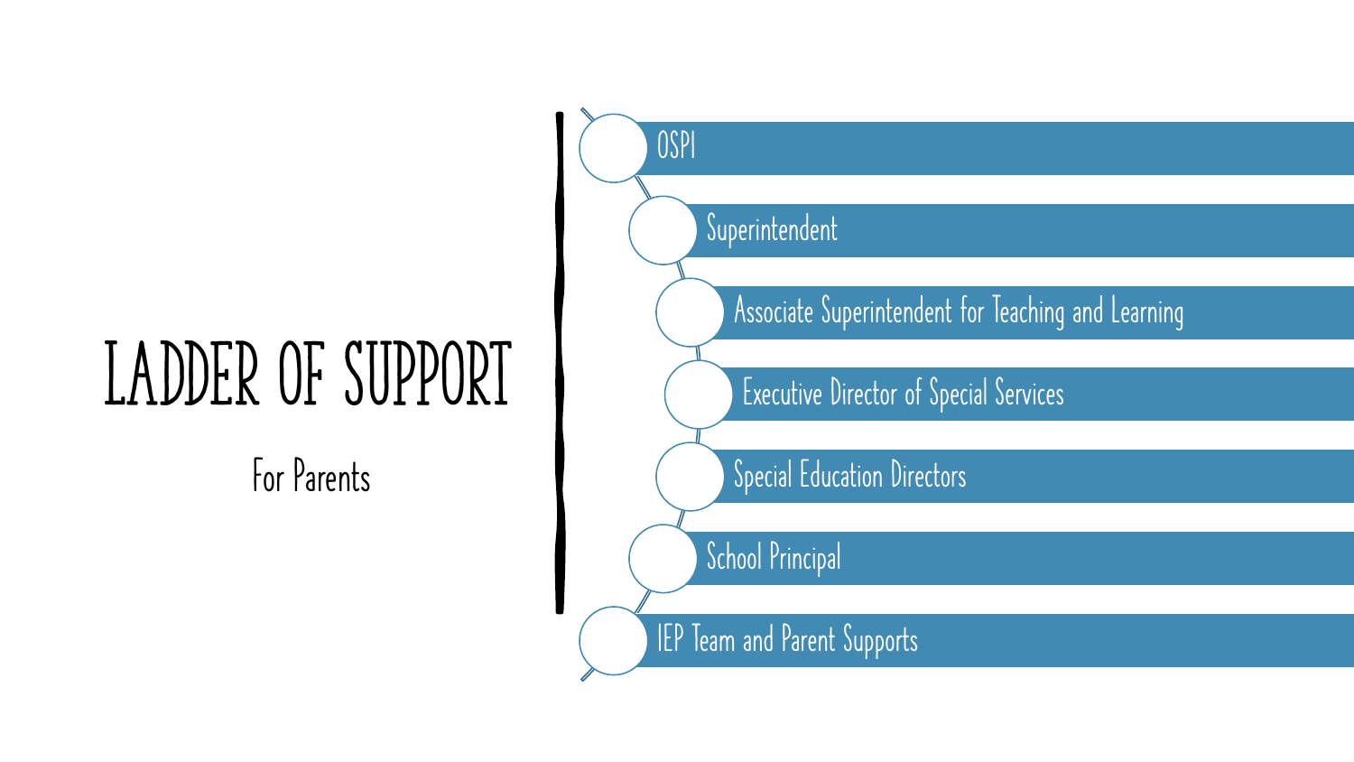# LADDER OF SUPPORT

For Parents

- OSPI
- Superintendent
- Associate Superintendent for Teaching and Learning
- Executive Director of Special Services
- Special Education Directors
- School Principal
- IEP Team and Parent Supports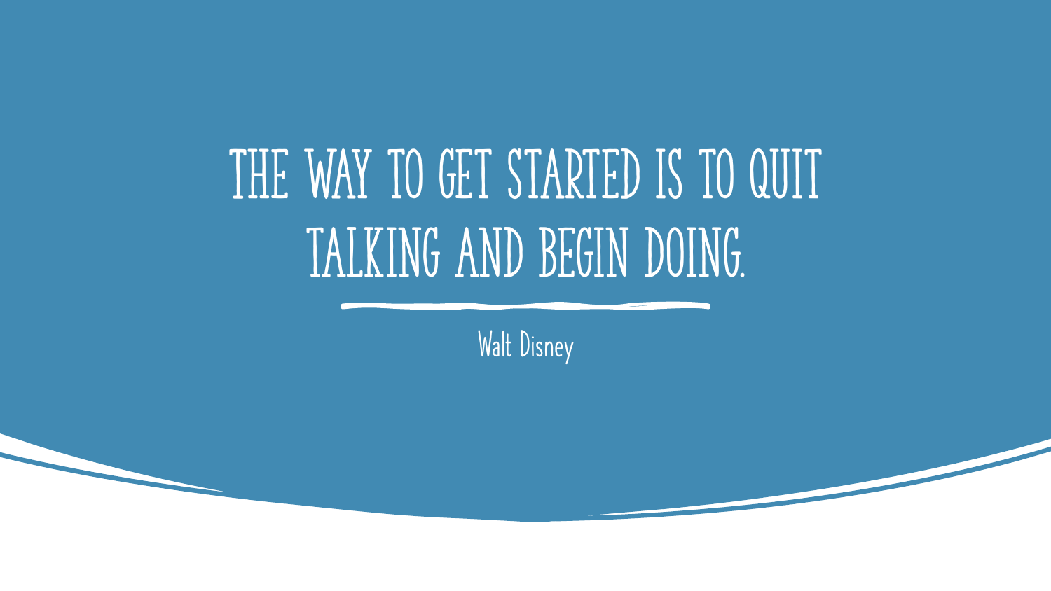# THE WAY TO GET STARTED IS TO QUIT TALKING AND BEGIN DOING.

Walt Disney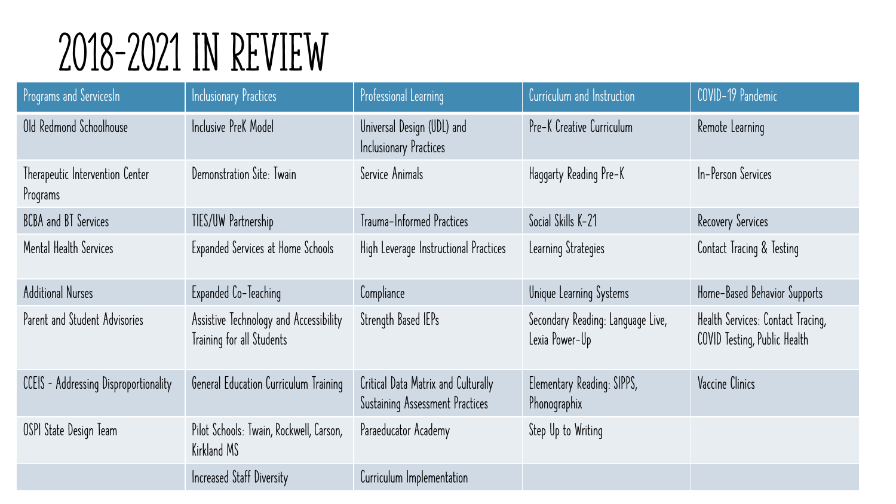# 2018-2021 IN REVIEW

| Programs and ServicesIn | Inclusionary Practices | Professional Learning | Curriculum and Instruction | COVID-19 Pandemic |
|---|---|---|---|---|
| Old Redmond Schoolhouse | Inclusive PreK Model | Universal Design (UDL) and Inclusionary Practices | Pre-K Creative Curriculum | Remote Learning |
| Therapeutic Intervention Center Programs | Demonstration Site: Twain | Service Animals | Haggarty Reading Pre-K | In-Person Services |
| BCBA and BT Services | TIES/UW Partnership | Trauma-Informed Practices | Social Skills K-21 | Recovery Services |
| Mental Health Services | Expanded Services at Home Schools | High Leverage Instructional Practices | Learning Strategies | Contact Tracing & Testing |
| Additional Nurses | Expanded Co-Teaching | Compliance | Unique Learning Systems | Home-Based Behavior Supports |
| Parent and Student Advisories | Assistive Technology and Accessibility Training for all Students | Strength Based IEPs | Secondary Reading: Language Live, Lexia Power-Up | Health Services: Contact Tracing, COVID Testing, Public Health |
| CCEIS - Addressing Disproportionality | General Education Curriculum Training | Critical Data Matrix and Culturally Sustaining Assessment Practices | Elementary Reading: SIPPS, Phonographix | Vaccine Clinics |
| OSPI State Design Team | Pilot Schools: Twain, Rockwell, Carson, Kirkland MS | Paraeducator Academy | Step Up to Writing | |
| | Increased Staff Diversity | Curriculum Implementation | | |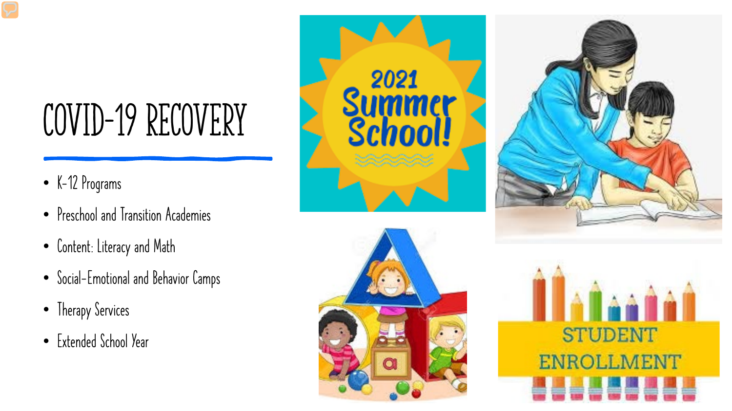# COVID-19 RECOVERY

- K-12 Programs
- Preschool and Transition Academies
- Content: Literacy and Math
- Social-Emotional and Behavior Camps
- Therapy Services
- Extended School Year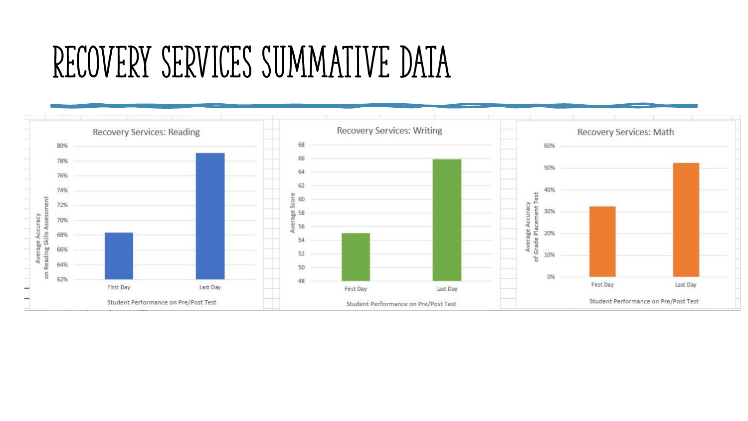# RECOVERY SERVICES SUMMATIVE DATA

## Recovery Services: Reading

Average Accuracy on Reading Skills Assessment

80%, 78%, 76%, 74%, 72%, 70%, 68%, 66%, 64%, 62%

First Day | Last Day

Student Performance on Pre/Post Test

## Recovery Services: Writing

Average Score

68, 66, 64, 62, 60, 58, 56, 54, 52, 50, 48

First Day | Last Day

Student Performance on Pre/Post Test

## Recovery Services: Math

Average Accuracy of Grade Placement Test

60%, 50%, 40%, 30%, 20%, 10%, 0%

First Day | Last Day

Student Performance on Pre/Post Test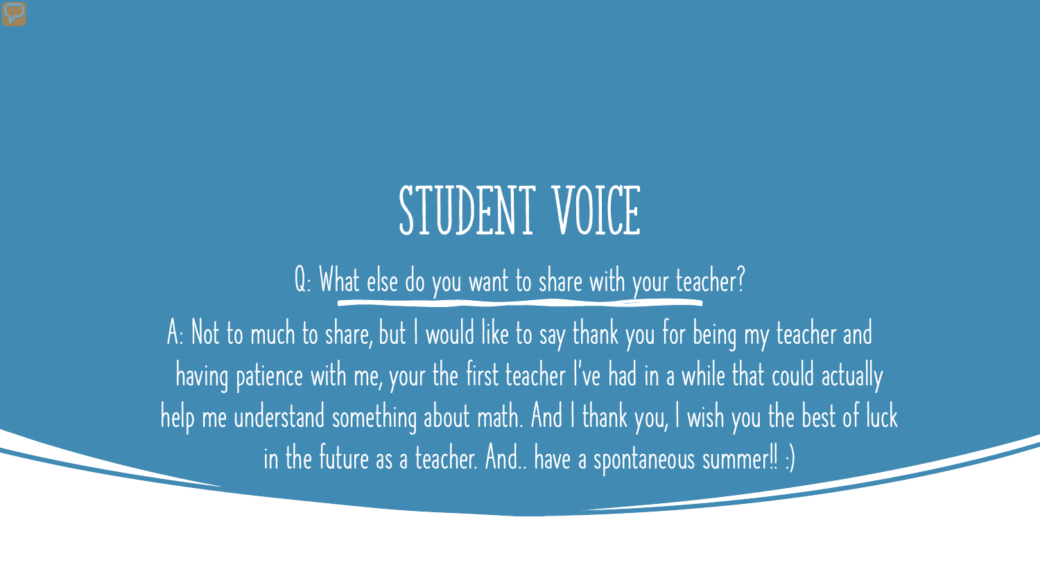# STUDENT VOICE

Q: What else do you want to share with your teacher?

A: Not to much to share, but I would like to say thank you for being my teacher and having patience with me, your the first teacher I've had in a while that could actually help me understand something about math. And I thank you, I wish you the best of luck in the future as a teacher. And.. have a spontaneous summer!! :)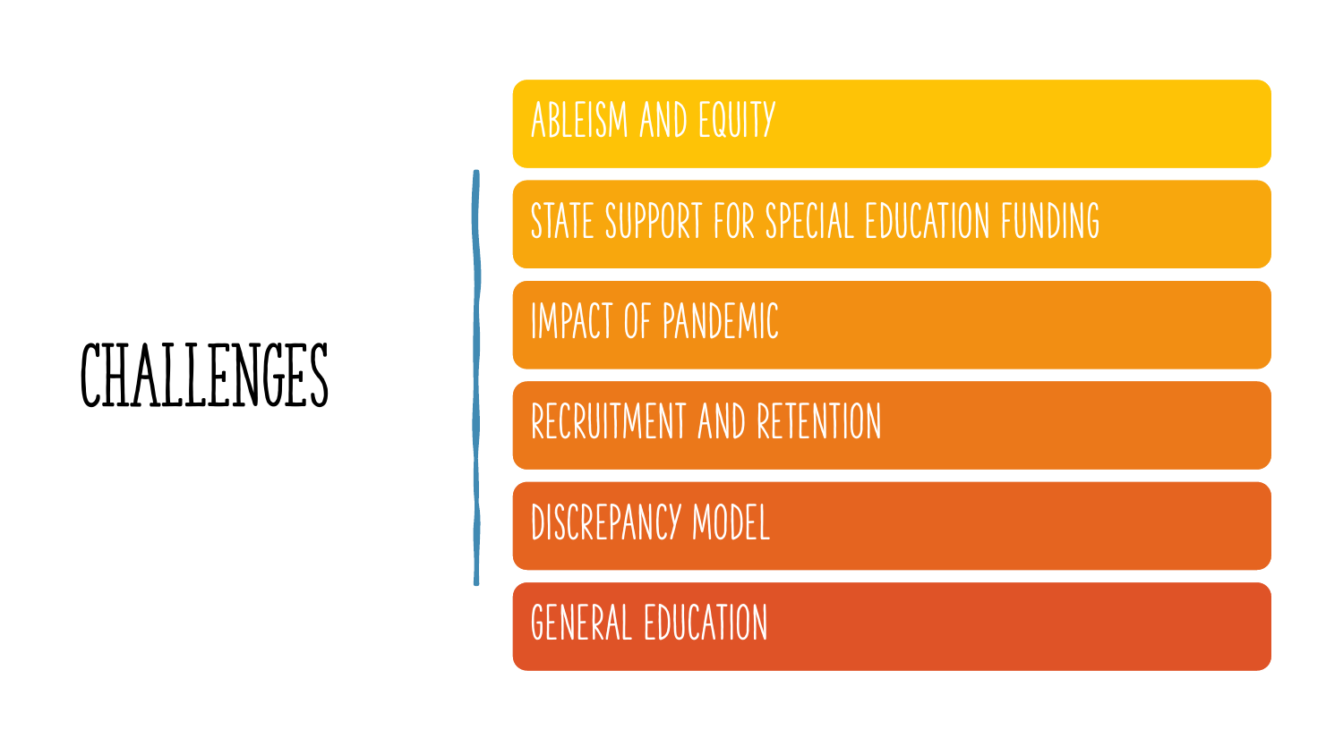# CHALLENGES

- ABLEISM AND EQUITY
- STATE SUPPORT FOR SPECIAL EDUCATION FUNDING
- IMPACT OF PANDEMIC
- RECRUITMENT AND RETENTION
- DISCREPANCY MODEL
- GENERAL EDUCATION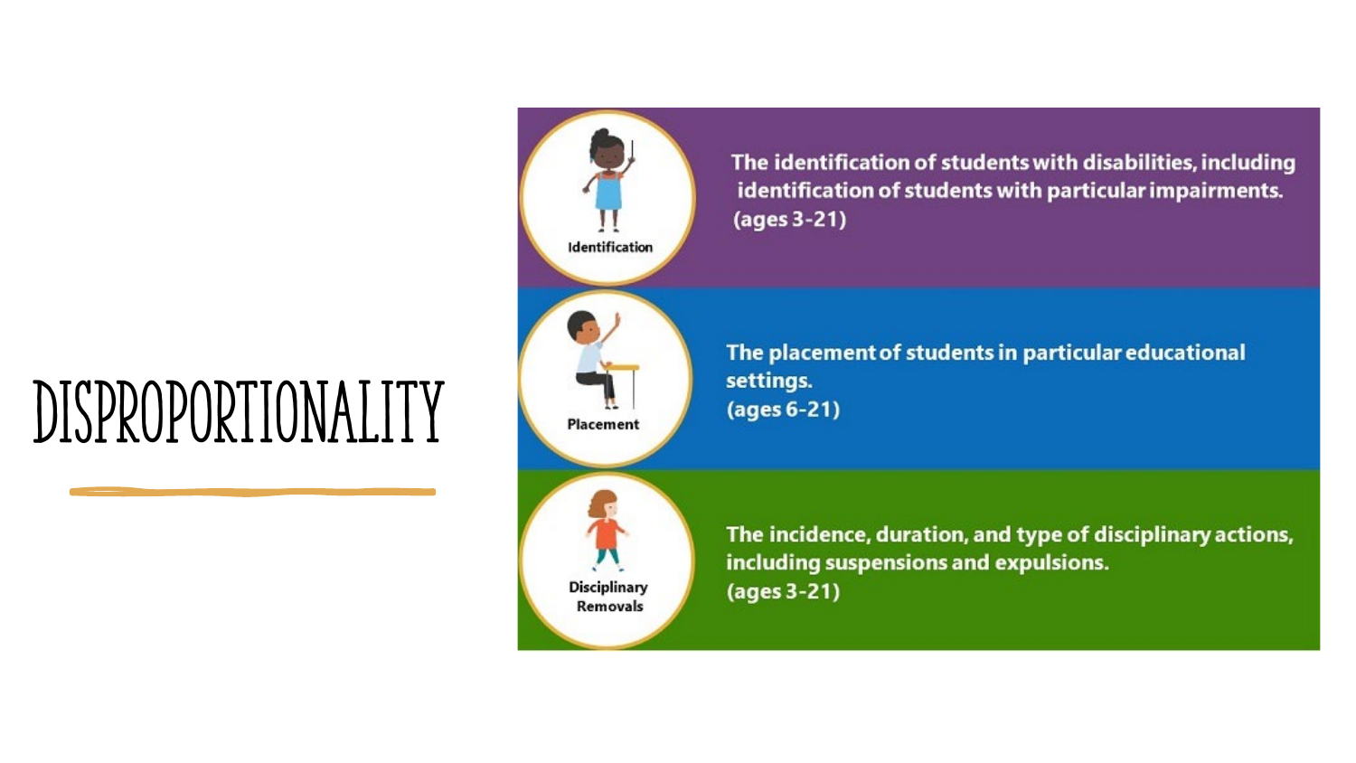# DISPROPORTIONALITY

**Identification**

The identification of students with disabilities, including identification of students with particular impairments. (ages 3-21)

**Placement**

The placement of students in particular educational settings. (ages 6-21)

**Disciplinary Removals**

The incidence, duration, and type of disciplinary actions, including suspensions and expulsions. (ages 3-21)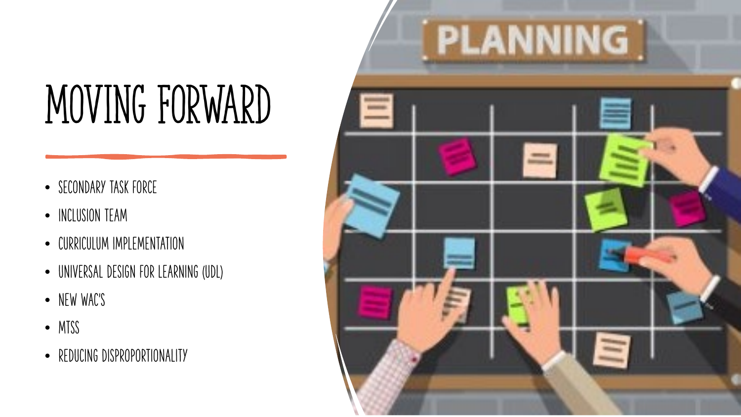# MOVING FORWARD

- SECONDARY TASK FORCE
- INCLUSION TEAM
- CURRICULUM IMPLEMENTATION
- UNIVERSAL DESIGN FOR LEARNING (UDL)
- NEW WAC'S
- MTSS
- REDUCING DISPROPORTIONALITY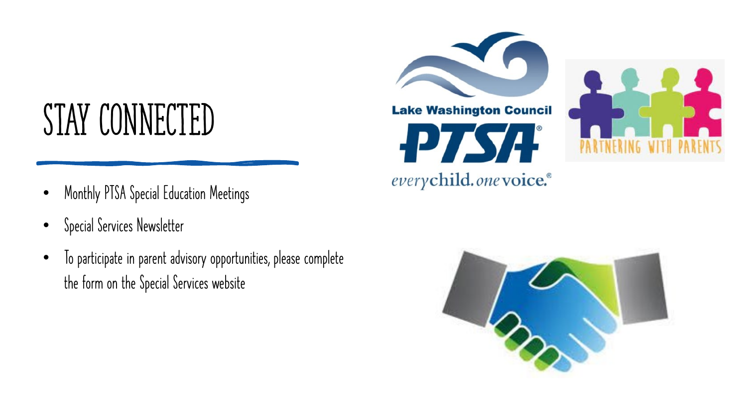# STAY CONNECTED

- Monthly PTSA Special Education Meetings
- Special Services Newsletter
- To participate in parent advisory opportunities, please complete the form on the Special Services website

Lake Washington Council PTSA®

*every* child. *one* voice.®

PARTNERING WITH PARENTS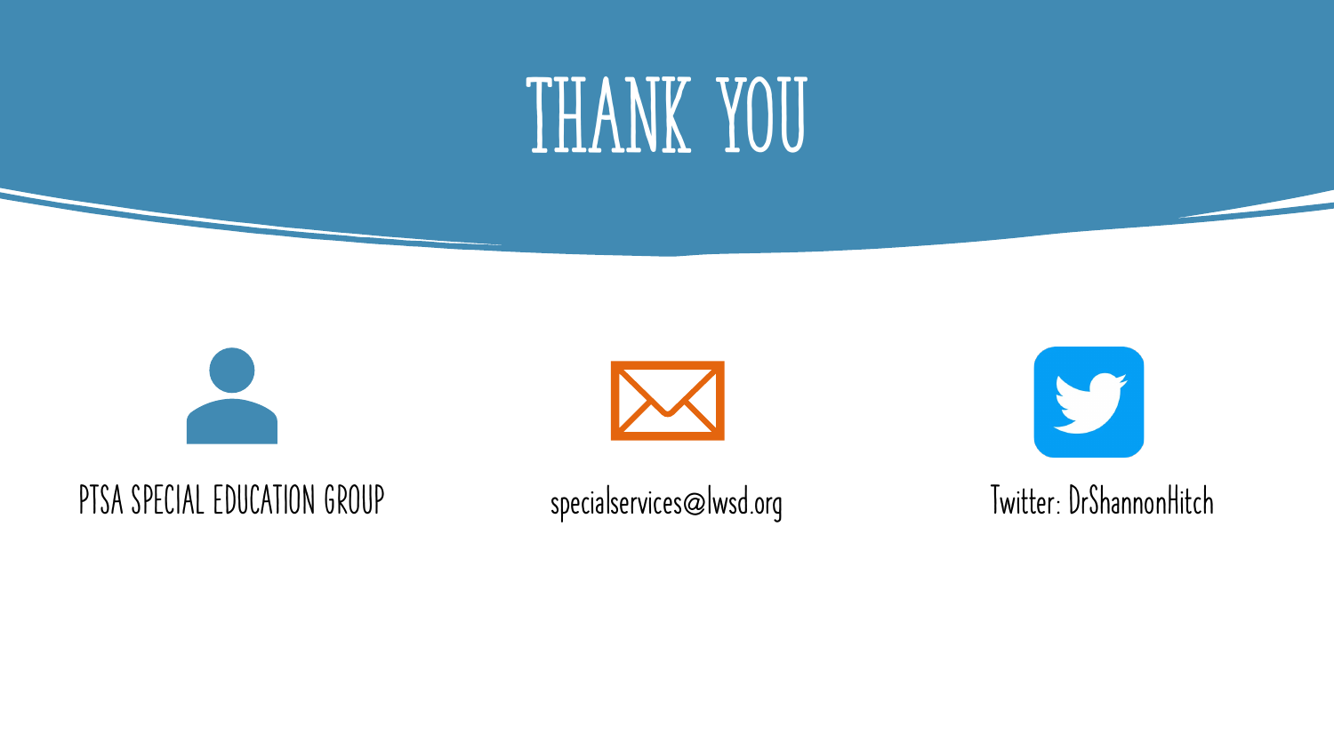# THANK YOU

PTSA SPECIAL EDUCATION GROUP

specialservices@lwsd.org

Twitter: DrShannonHitch